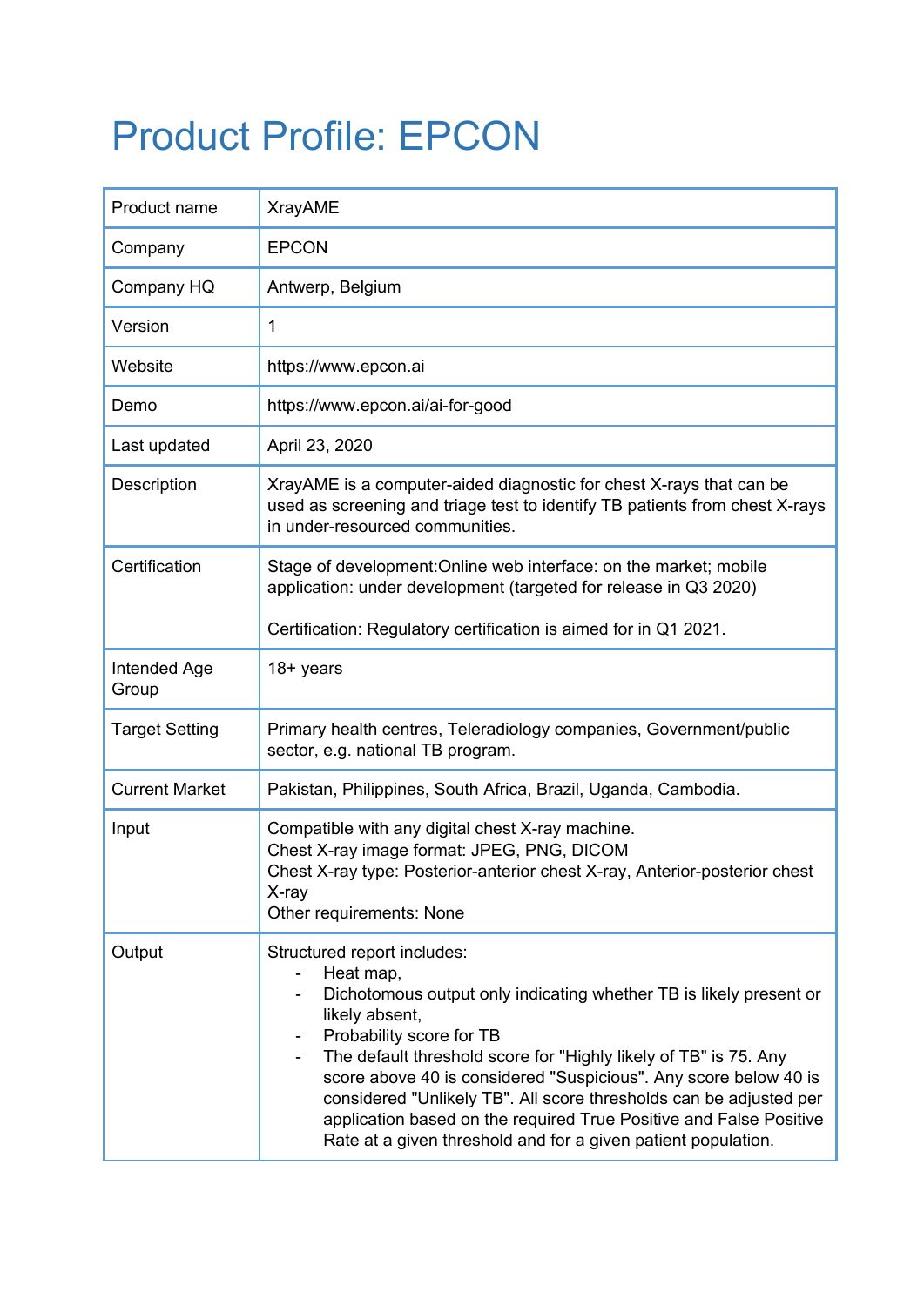# Product Profile: EPCON

| Product name | XrayAME |
|---|---|
| Company | EPCON |
| Company HQ | Antwerp, Belgium |
| Version | 1 |
| Website | https://www.epcon.ai |
| Demo | https://www.epcon.ai/ai-for-good |
| Last updated | April 23, 2020 |
| Description | XrayAME is a computer-aided diagnostic for chest X-rays that can be used as screening and triage test to identify TB patients from chest X-rays in under-resourced communities. |
| Certification | Stage of development:Online web interface: on the market; mobile application: under development (targeted for release in Q3 2020)<br><br>Certification: Regulatory certification is aimed for in Q1 2021. |
| Intended Age Group | 18+ years |
| Target Setting | Primary health centres, Teleradiology companies, Government/public sector, e.g. national TB program. |
| Current Market | Pakistan, Philippines, South Africa, Brazil, Uganda, Cambodia. |
| Input | Compatible with any digital chest X-ray machine.<br>Chest X-ray image format: JPEG, PNG, DICOM<br>Chest X-ray type: Posterior-anterior chest X-ray, Anterior-posterior chest X-ray<br>Other requirements: None |
| Output | Structured report includes:<br>- Heat map,<br>- Dichotomous output only indicating whether TB is likely present or likely absent,<br>- Probability score for TB<br>- The default threshold score for "Highly likely of TB" is 75. Any score above 40 is considered "Suspicious". Any score below 40 is considered "Unlikely TB". All score thresholds can be adjusted per application based on the required True Positive and False Positive Rate at a given threshold and for a given patient population. |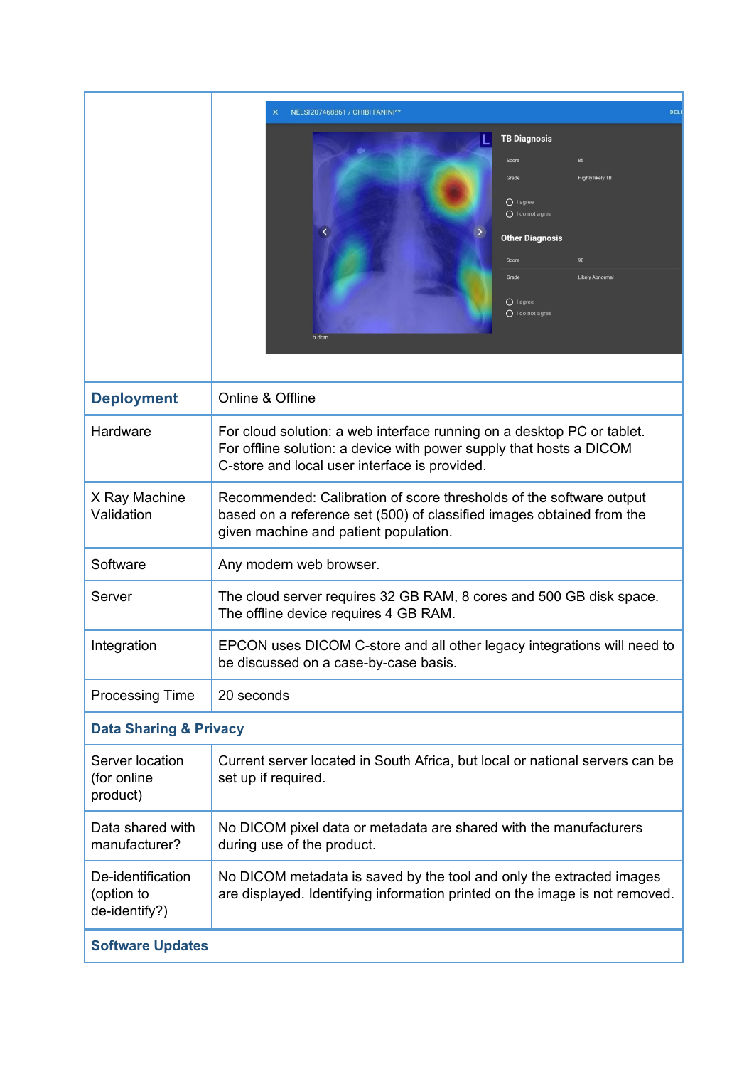| | |
|---|---|
| | |
| **Deployment** | Online & Offline |
| Hardware | For cloud solution: a web interface running on a desktop PC or tablet. For offline solution: a device with power supply that hosts a DICOM C-store and local user interface is provided. |
| X Ray Machine Validation | Recommended: Calibration of score thresholds of the software output based on a reference set (500) of classified images obtained from the given machine and patient population. |
| Software | Any modern web browser. |
| Server | The cloud server requires 32 GB RAM, 8 cores and 500 GB disk space. The offline device requires 4 GB RAM. |
| Integration | EPCON uses DICOM C-store and all other legacy integrations will need to be discussed on a case-by-case basis. |
| Processing Time | 20 seconds |
| **Data Sharing & Privacy** | |
| Server location (for online product) | Current server located in South Africa, but local or national servers can be set up if required. |
| Data shared with manufacturer? | No DICOM pixel data or metadata are shared with the manufacturers during use of the product. |
| De-identification (option to de-identify?) | No DICOM metadata is saved by the tool and only the extracted images are displayed. Identifying information printed on the image is not removed. |
| **Software Updates** | |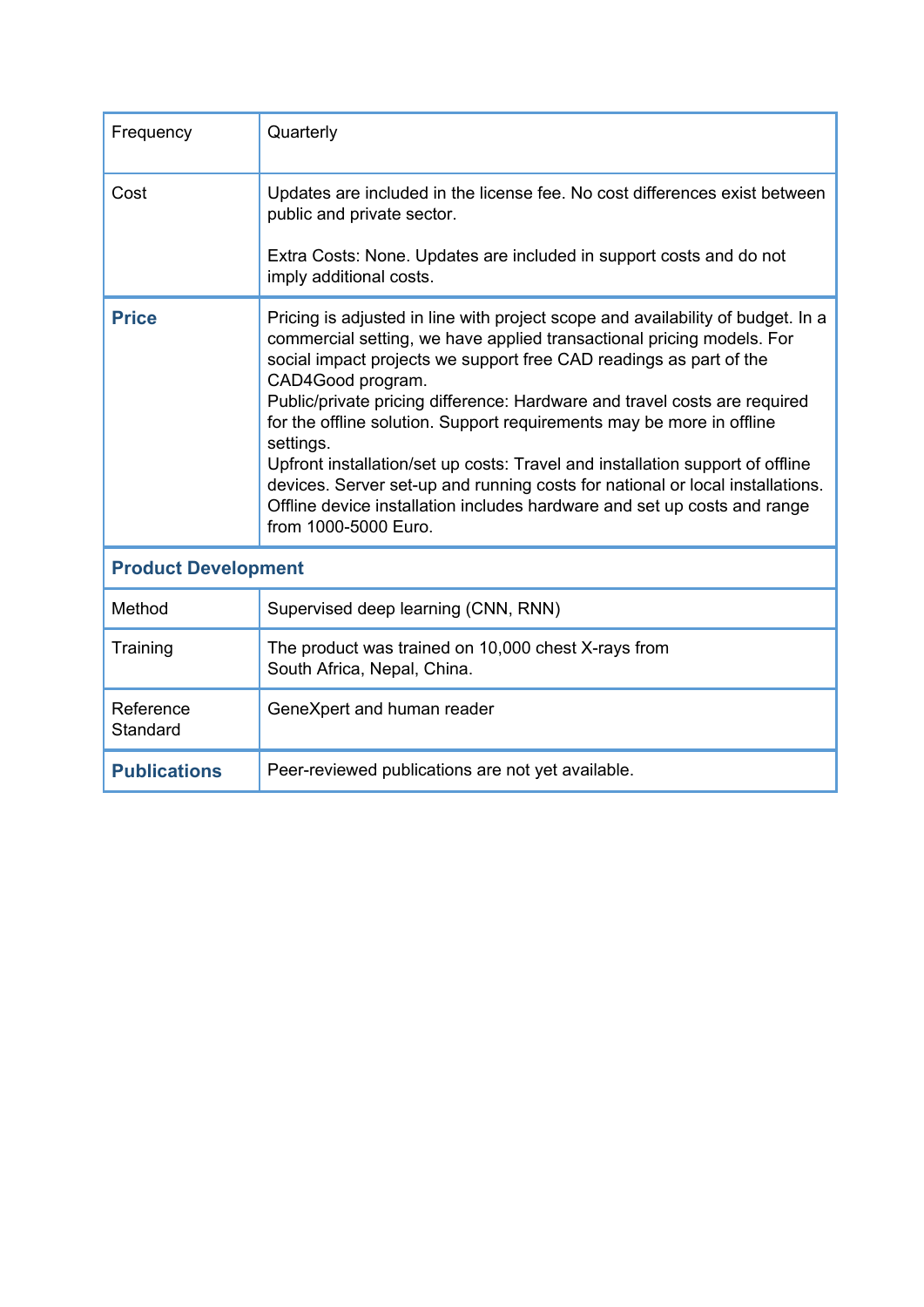| | |
|---|---|
| Frequency | Quarterly |
| Cost | Updates are included in the license fee. No cost differences exist between public and private sector.<br><br>Extra Costs: None. Updates are included in support costs and do not imply additional costs. |
| **Price** | Pricing is adjusted in line with project scope and availability of budget. In a commercial setting, we have applied transactional pricing models. For social impact projects we support free CAD readings as part of the CAD4Good program.<br>Public/private pricing difference: Hardware and travel costs are required for the offline solution. Support requirements may be more in offline settings.<br>Upfront installation/set up costs: Travel and installation support of offline devices. Server set-up and running costs for national or local installations. Offline device installation includes hardware and set up costs and range from 1000-5000 Euro. |
| **Product Development** | |
| Method | Supervised deep learning (CNN, RNN) |
| Training | The product was trained on 10,000 chest X-rays from South Africa, Nepal, China. |
| Reference Standard | GeneXpert and human reader |
| **Publications** | Peer-reviewed publications are not yet available. |